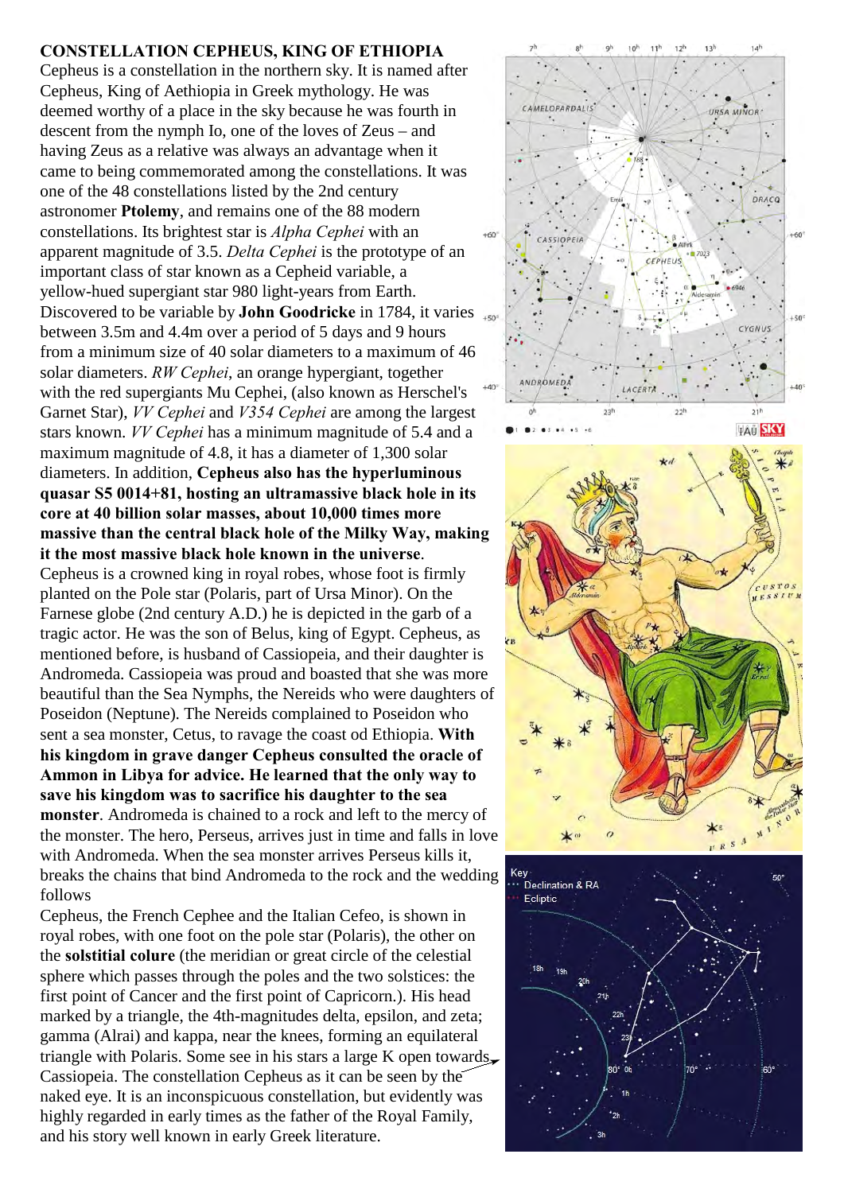**CONSTELLATION CEPHEUS, KING OF ETHIOPIA**

Cepheus is a constellation in the northern sky. It is named after Cepheus, King of Aethiopia in Greek mythology. He was deemed worthy of a place in the sky because he was fourth in descent from the nymph Io, one of the loves of Zeus – and having Zeus as a relative was always an advantage when it came to being commemorated among the constellations. It was one of the 48 constellations listed by the 2nd century astronomer **Ptolemy**, and remains one of the 88 modern constellations. Its brightest star is *Alpha Cephei* with an apparent magnitude of 3.5. *Delta Cephei* is the prototype of an important class of star known as a Cepheid variable, a yellow-hued supergiant star 980 light-years from Earth. Discovered to be variable by **John Goodricke** in 1784, it varies between 3.5m and 4.4m over a period of 5 days and 9 hours from a minimum size of 40 solar diameters to a maximum of 46 solar diameters. *RW Cephei*, an orange hypergiant, together with the red supergiants Mu Cephei, (also known as Herschel's Garnet Star), *VV Cephei* and *V354 Cephei* are among the largest stars known. *VV Cephei* has a minimum magnitude of 5.4 and a maximum magnitude of 4.8, it has a diameter of 1,300 solar diameters. In addition, **Cepheus also has the hyperluminous quasar S5 0014+81, hosting an ultramassive black hole in its core at 40 billion solar masses, about 10,000 times more massive than the central black hole of the Milky Way, making it the most massive black hole known in the universe**.

Cepheus is a crowned king in royal robes, whose foot is firmly planted on the Pole star (Polaris, part of Ursa Minor). On the Farnese globe (2nd century A.D.) he is depicted in the garb of a tragic actor. He was the son of Belus, king of Egypt. Cepheus, as mentioned before, is husband of Cassiopeia, and their daughter is Andromeda. Cassiopeia was proud and boasted that she was more beautiful than the Sea Nymphs, the Nereids who were daughters of Poseidon (Neptune). The Nereids complained to Poseidon who sent a sea monster, Cetus, to ravage the coast od Ethiopia. **With his kingdom in grave danger Cepheus consulted the oracle of Ammon in Libya for advice. He learned that the only way to save his kingdom was to sacrifice his daughter to the sea monster**. Andromeda is chained to a rock and left to the mercy of the monster. The hero, Perseus, arrives just in time and falls in love with Andromeda. When the sea monster arrives Perseus kills it, breaks the chains that bind Andromeda to the rock and the wedding follows

Cepheus, the French Cephee and the Italian Cefeo, is shown in royal robes, with one foot on the pole star (Polaris), the other on the **solstitial colure** (the meridian or great circle of the celestial sphere which passes through the poles and the two solstices: the first point of Cancer and the first point of Capricorn.). His head marked by a triangle, the 4th-magnitudes delta, epsilon, and zeta; gamma (Alrai) and kappa, near the knees, forming an equilateral triangle with Polaris. Some see in his stars a large K open towards Cassiopeia. The constellation Cepheus as it can be seen by the naked eye. It is an inconspicuous constellation, but evidently was highly regarded in early times as the father of the Royal Family, and his story well known in early Greek literature.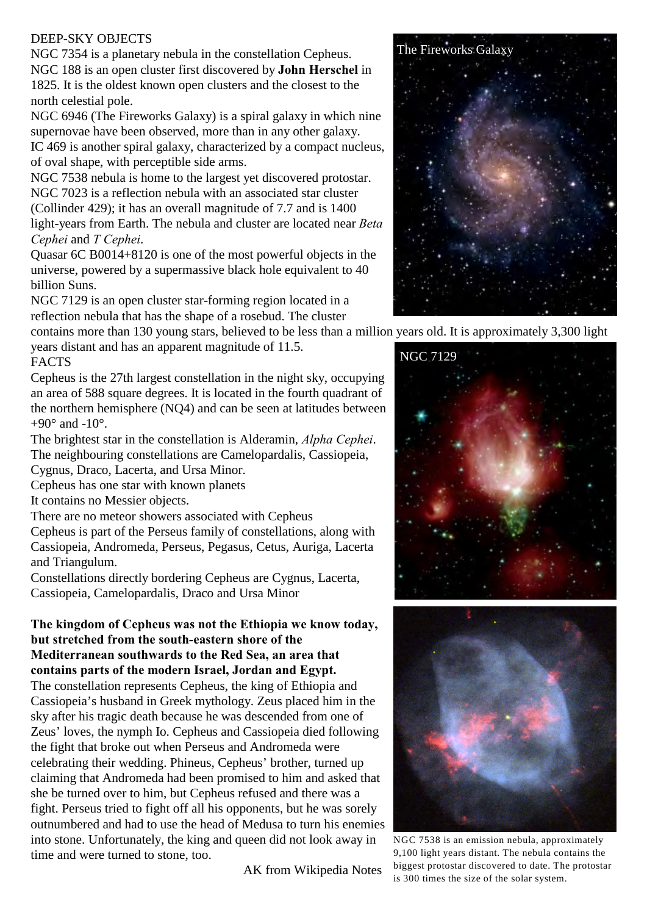DEEP-SKY OBJECTS

NGC 7354 is a planetary nebula in the constellation Cepheus.
NGC 188 is an open cluster first discovered by **John Herschel** in 1825. It is the oldest known open clusters and the closest to the north celestial pole.
NGC 6946 (The Fireworks Galaxy) is a spiral galaxy in which nine supernovae have been observed, more than in any other galaxy.
IC 469 is another spiral galaxy, characterized by a compact nucleus, of oval shape, with perceptible side arms.
NGC 7538 nebula is home to the largest yet discovered protostar.
NGC 7023 is a reflection nebula with an associated star cluster (Collinder 429); it has an overall magnitude of 7.7 and is 1400 light-years from Earth. The nebula and cluster are located near *Beta Cephei* and *T Cephei*.
Quasar 6C B0014+8120 is one of the most powerful objects in the universe, powered by a supermassive black hole equivalent to 40 billion Suns.
NGC 7129 is an open cluster star-forming region located in a reflection nebula that has the shape of a rosebud. The cluster contains more than 130 young stars, believed to be less than a million years old. It is approximately 3,300 light years distant and has an apparent magnitude of 11.5.

The Fireworks Galaxy

NGC 7129

FACTS

Cepheus is the 27th largest constellation in the night sky, occupying an area of 588 square degrees. It is located in the fourth quadrant of the northern hemisphere (NQ4) and can be seen at latitudes between +90° and -10°.
The brightest star in the constellation is Alderamin, *Alpha Cephei*.
The neighbouring constellations are Camelopardalis, Cassiopeia, Cygnus, Draco, Lacerta, and Ursa Minor.
Cepheus has one star with known planets
It contains no Messier objects.
There are no meteor showers associated with Cepheus
Cepheus is part of the Perseus family of constellations, along with Cassiopeia, Andromeda, Perseus, Pegasus, Cetus, Auriga, Lacerta and Triangulum.
Constellations directly bordering Cepheus are Cygnus, Lacerta, Cassiopeia, Camelopardalis, Draco and Ursa Minor

**The kingdom of Cepheus was not the Ethiopia we know today, but stretched from the south-eastern shore of the Mediterranean southwards to the Red Sea, an area that contains parts of the modern Israel, Jordan and Egypt.**
The constellation represents Cepheus, the king of Ethiopia and Cassiopeia's husband in Greek mythology. Zeus placed him in the sky after his tragic death because he was descended from one of Zeus' loves, the nymph Io. Cepheus and Cassiopeia died following the fight that broke out when Perseus and Andromeda were celebrating their wedding. Phineus, Cepheus' brother, turned up claiming that Andromeda had been promised to him and asked that she be turned over to him, but Cepheus refused and there was a fight. Perseus tried to fight off all his opponents, but he was sorely outnumbered and had to use the head of Medusa to turn his enemies into stone. Unfortunately, the king and queen did not look away in time and were turned to stone, too.

AK from Wikipedia Notes

NGC 7538 is an emission nebula, approximately 9,100 light years distant. The nebula contains the biggest protostar discovered to date. The protostar is 300 times the size of the solar system.